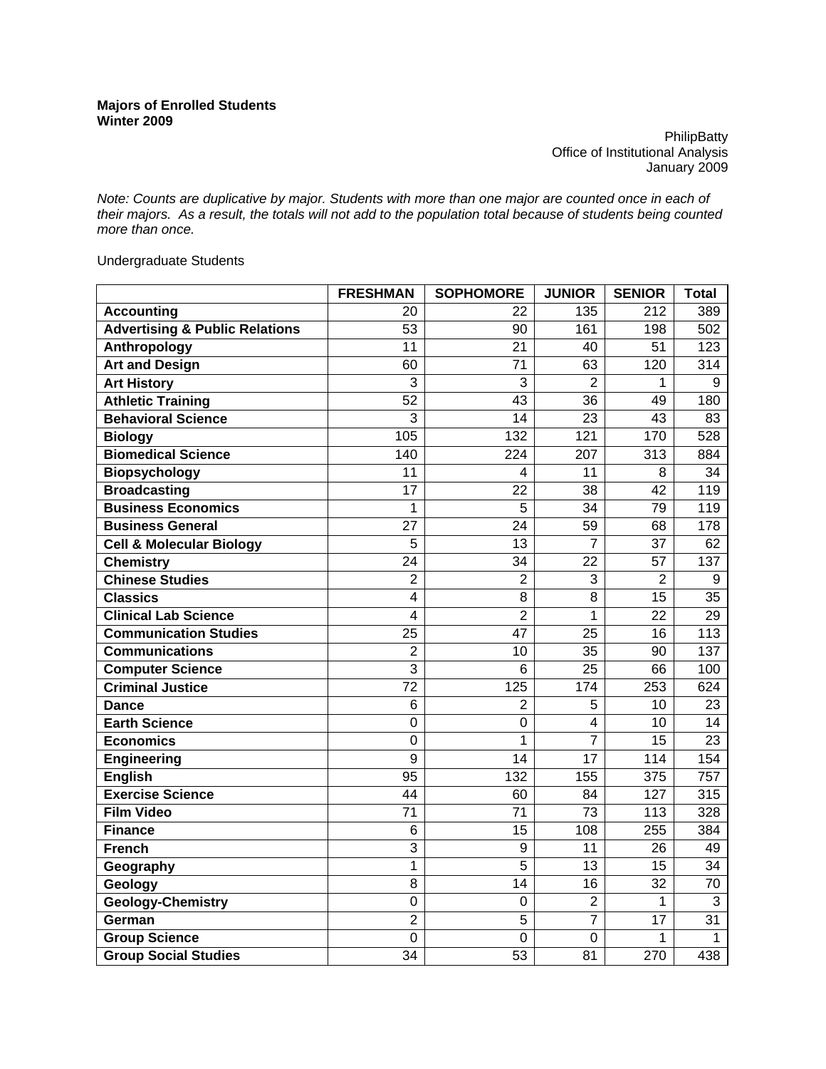**Majors of Enrolled Students**
**Winter 2009**

PhilipBatty
Office of Institutional Analysis
January 2009

*Note: Counts are duplicative by major. Students with more than one major are counted once in each of their majors. As a result, the totals will not add to the population total because of students being counted more than once.*

Undergraduate Students

| | FRESHMAN | SOPHOMORE | JUNIOR | SENIOR | Total |
|---|---|---|---|---|---|
| **Accounting** | 20 | 22 | 135 | 212 | 389 |
| **Advertising & Public Relations** | 53 | 90 | 161 | 198 | 502 |
| **Anthropology** | 11 | 21 | 40 | 51 | 123 |
| **Art and Design** | 60 | 71 | 63 | 120 | 314 |
| **Art History** | 3 | 3 | 2 | 1 | 9 |
| **Athletic Training** | 52 | 43 | 36 | 49 | 180 |
| **Behavioral Science** | 3 | 14 | 23 | 43 | 83 |
| **Biology** | 105 | 132 | 121 | 170 | 528 |
| **Biomedical Science** | 140 | 224 | 207 | 313 | 884 |
| **Biopsychology** | 11 | 4 | 11 | 8 | 34 |
| **Broadcasting** | 17 | 22 | 38 | 42 | 119 |
| **Business Economics** | 1 | 5 | 34 | 79 | 119 |
| **Business General** | 27 | 24 | 59 | 68 | 178 |
| **Cell & Molecular Biology** | 5 | 13 | 7 | 37 | 62 |
| **Chemistry** | 24 | 34 | 22 | 57 | 137 |
| **Chinese Studies** | 2 | 2 | 3 | 2 | 9 |
| **Classics** | 4 | 8 | 8 | 15 | 35 |
| **Clinical Lab Science** | 4 | 2 | 1 | 22 | 29 |
| **Communication Studies** | 25 | 47 | 25 | 16 | 113 |
| **Communications** | 2 | 10 | 35 | 90 | 137 |
| **Computer Science** | 3 | 6 | 25 | 66 | 100 |
| **Criminal Justice** | 72 | 125 | 174 | 253 | 624 |
| **Dance** | 6 | 2 | 5 | 10 | 23 |
| **Earth Science** | 0 | 0 | 4 | 10 | 14 |
| **Economics** | 0 | 1 | 7 | 15 | 23 |
| **Engineering** | 9 | 14 | 17 | 114 | 154 |
| **English** | 95 | 132 | 155 | 375 | 757 |
| **Exercise Science** | 44 | 60 | 84 | 127 | 315 |
| **Film Video** | 71 | 71 | 73 | 113 | 328 |
| **Finance** | 6 | 15 | 108 | 255 | 384 |
| **French** | 3 | 9 | 11 | 26 | 49 |
| **Geography** | 1 | 5 | 13 | 15 | 34 |
| **Geology** | 8 | 14 | 16 | 32 | 70 |
| **Geology-Chemistry** | 0 | 0 | 2 | 1 | 3 |
| **German** | 2 | 5 | 7 | 17 | 31 |
| **Group Science** | 0 | 0 | 0 | 1 | 1 |
| **Group Social Studies** | 34 | 53 | 81 | 270 | 438 |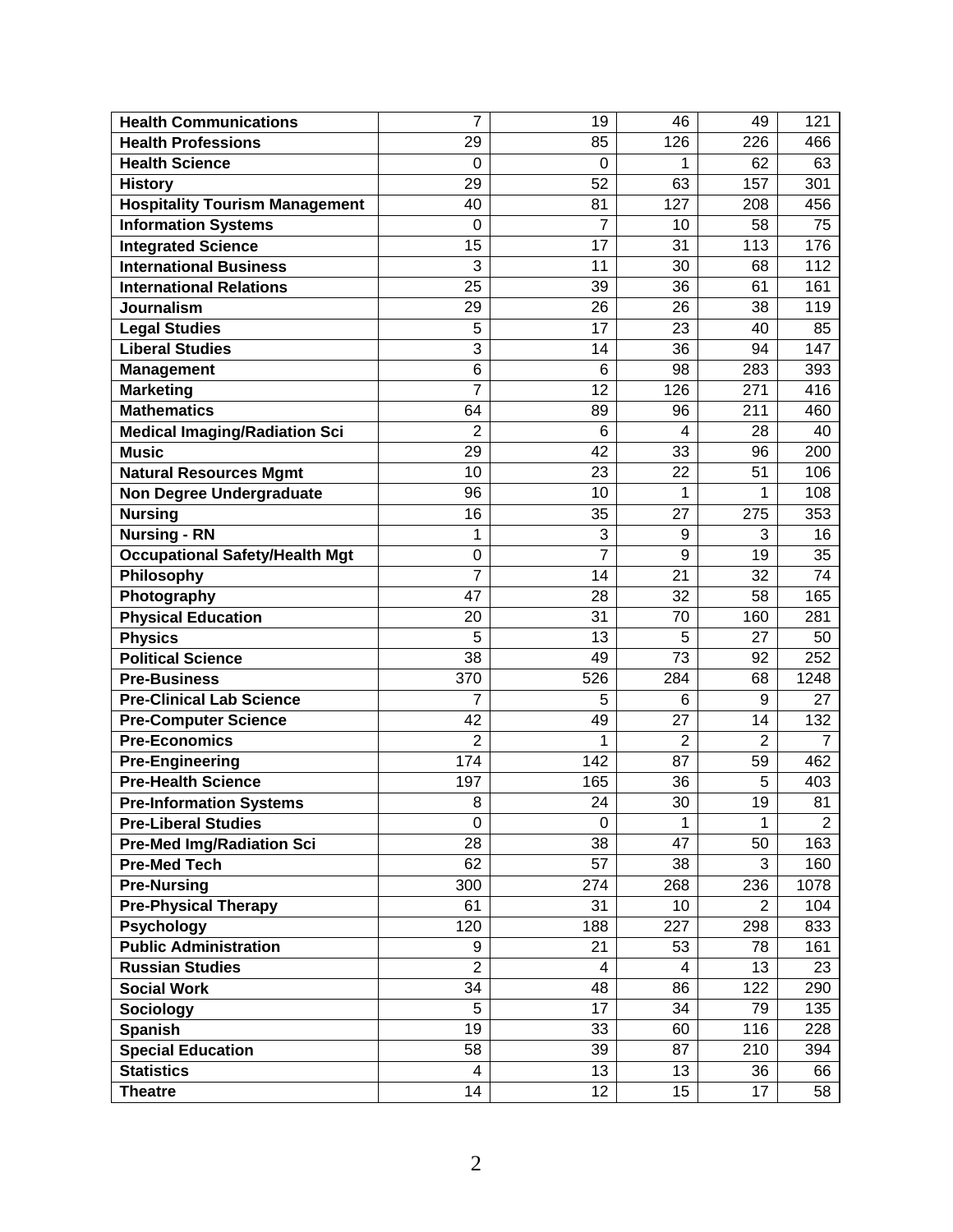| | | | | | |
|---|---|---|---|---|---|
| **Health Communications** | 7 | 19 | 46 | 49 | 121 |
| **Health Professions** | 29 | 85 | 126 | 226 | 466 |
| **Health Science** | 0 | 0 | 1 | 62 | 63 |
| **History** | 29 | 52 | 63 | 157 | 301 |
| **Hospitality Tourism Management** | 40 | 81 | 127 | 208 | 456 |
| **Information Systems** | 0 | 7 | 10 | 58 | 75 |
| **Integrated Science** | 15 | 17 | 31 | 113 | 176 |
| **International Business** | 3 | 11 | 30 | 68 | 112 |
| **International Relations** | 25 | 39 | 36 | 61 | 161 |
| **Journalism** | 29 | 26 | 26 | 38 | 119 |
| **Legal Studies** | 5 | 17 | 23 | 40 | 85 |
| **Liberal Studies** | 3 | 14 | 36 | 94 | 147 |
| **Management** | 6 | 6 | 98 | 283 | 393 |
| **Marketing** | 7 | 12 | 126 | 271 | 416 |
| **Mathematics** | 64 | 89 | 96 | 211 | 460 |
| **Medical Imaging/Radiation Sci** | 2 | 6 | 4 | 28 | 40 |
| **Music** | 29 | 42 | 33 | 96 | 200 |
| **Natural Resources Mgmt** | 10 | 23 | 22 | 51 | 106 |
| **Non Degree Undergraduate** | 96 | 10 | 1 | 1 | 108 |
| **Nursing** | 16 | 35 | 27 | 275 | 353 |
| **Nursing - RN** | 1 | 3 | 9 | 3 | 16 |
| **Occupational Safety/Health Mgt** | 0 | 7 | 9 | 19 | 35 |
| **Philosophy** | 7 | 14 | 21 | 32 | 74 |
| **Photography** | 47 | 28 | 32 | 58 | 165 |
| **Physical Education** | 20 | 31 | 70 | 160 | 281 |
| **Physics** | 5 | 13 | 5 | 27 | 50 |
| **Political Science** | 38 | 49 | 73 | 92 | 252 |
| **Pre-Business** | 370 | 526 | 284 | 68 | 1248 |
| **Pre-Clinical Lab Science** | 7 | 5 | 6 | 9 | 27 |
| **Pre-Computer Science** | 42 | 49 | 27 | 14 | 132 |
| **Pre-Economics** | 2 | 1 | 2 | 2 | 7 |
| **Pre-Engineering** | 174 | 142 | 87 | 59 | 462 |
| **Pre-Health Science** | 197 | 165 | 36 | 5 | 403 |
| **Pre-Information Systems** | 8 | 24 | 30 | 19 | 81 |
| **Pre-Liberal Studies** | 0 | 0 | 1 | 1 | 2 |
| **Pre-Med Img/Radiation Sci** | 28 | 38 | 47 | 50 | 163 |
| **Pre-Med Tech** | 62 | 57 | 38 | 3 | 160 |
| **Pre-Nursing** | 300 | 274 | 268 | 236 | 1078 |
| **Pre-Physical Therapy** | 61 | 31 | 10 | 2 | 104 |
| **Psychology** | 120 | 188 | 227 | 298 | 833 |
| **Public Administration** | 9 | 21 | 53 | 78 | 161 |
| **Russian Studies** | 2 | 4 | 4 | 13 | 23 |
| **Social Work** | 34 | 48 | 86 | 122 | 290 |
| **Sociology** | 5 | 17 | 34 | 79 | 135 |
| **Spanish** | 19 | 33 | 60 | 116 | 228 |
| **Special Education** | 58 | 39 | 87 | 210 | 394 |
| **Statistics** | 4 | 13 | 13 | 36 | 66 |
| **Theatre** | 14 | 12 | 15 | 17 | 58 |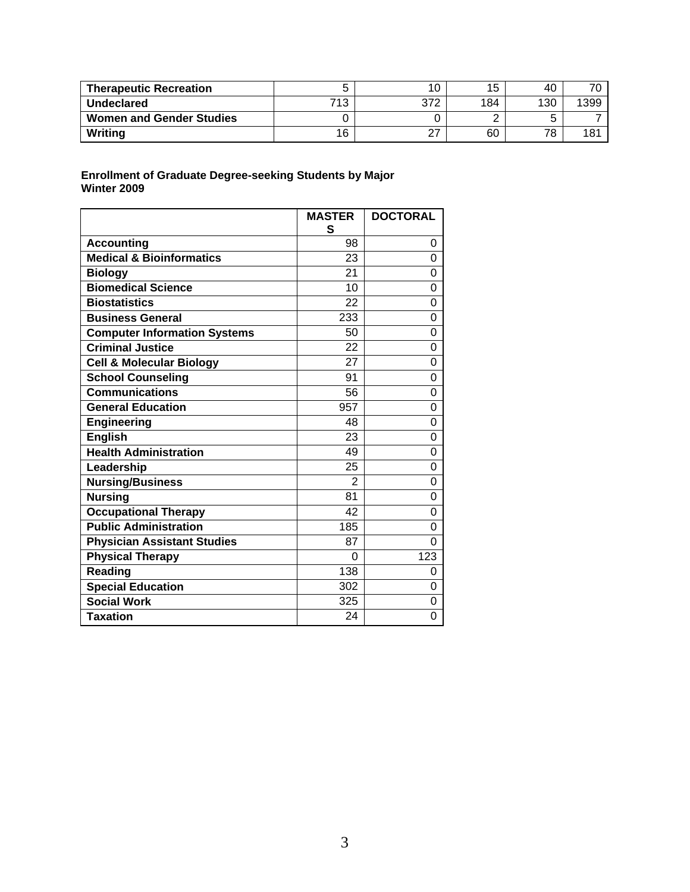| | | | | | |
|---|---|---|---|---|---|
| **Therapeutic Recreation** | 5 | 10 | 15 | 40 | 70 |
| **Undeclared** | 713 | 372 | 184 | 130 | 1399 |
| **Women and Gender Studies** | 0 | 0 | 2 | 5 | 7 |
| **Writing** | 16 | 27 | 60 | 78 | 181 |

**Enrollment of Graduate Degree-seeking Students by Major**
**Winter 2009**

| | MASTERS | DOCTORAL |
|---|---|---|
| **Accounting** | 98 | 0 |
| **Medical & Bioinformatics** | 23 | 0 |
| **Biology** | 21 | 0 |
| **Biomedical Science** | 10 | 0 |
| **Biostatistics** | 22 | 0 |
| **Business General** | 233 | 0 |
| **Computer Information Systems** | 50 | 0 |
| **Criminal Justice** | 22 | 0 |
| **Cell & Molecular Biology** | 27 | 0 |
| **School Counseling** | 91 | 0 |
| **Communications** | 56 | 0 |
| **General Education** | 957 | 0 |
| **Engineering** | 48 | 0 |
| **English** | 23 | 0 |
| **Health Administration** | 49 | 0 |
| **Leadership** | 25 | 0 |
| **Nursing/Business** | 2 | 0 |
| **Nursing** | 81 | 0 |
| **Occupational Therapy** | 42 | 0 |
| **Public Administration** | 185 | 0 |
| **Physician Assistant Studies** | 87 | 0 |
| **Physical Therapy** | 0 | 123 |
| **Reading** | 138 | 0 |
| **Special Education** | 302 | 0 |
| **Social Work** | 325 | 0 |
| **Taxation** | 24 | 0 |